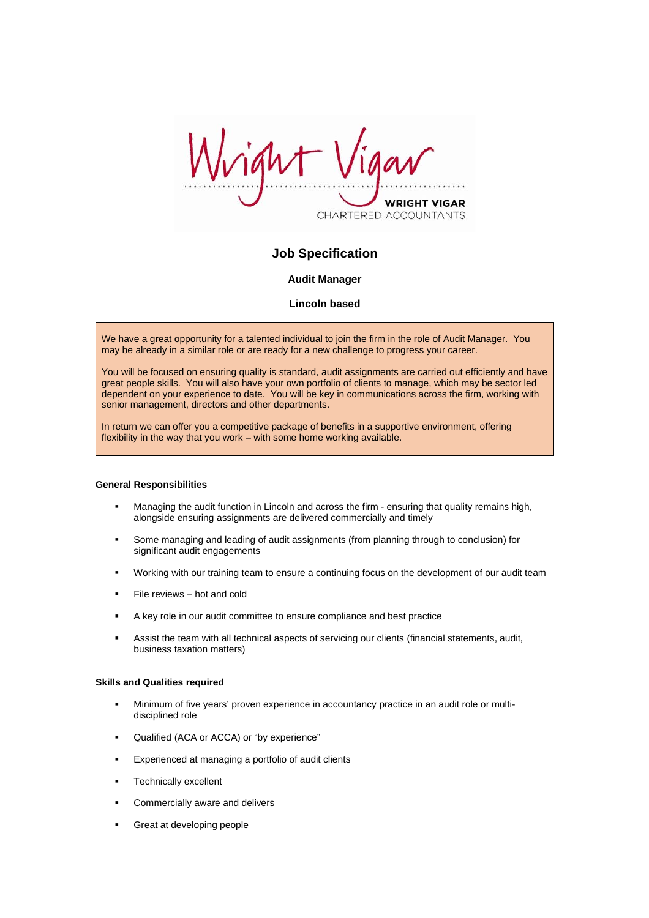Wright Vigar

WRIGHT VIGAR
CHARTERED ACCOUNTANTS

# Job Specification

## Audit Manager

## Lincoln based

We have a great opportunity for a talented individual to join the firm in the role of Audit Manager. You may be already in a similar role or are ready for a new challenge to progress your career.

You will be focused on ensuring quality is standard, audit assignments are carried out efficiently and have great people skills. You will also have your own portfolio of clients to manage, which may be sector led dependent on your experience to date. You will be key in communications across the firm, working with senior management, directors and other departments.

In return we can offer you a competitive package of benefits in a supportive environment, offering flexibility in the way that you work – with some home working available.

### General Responsibilities

- Managing the audit function in Lincoln and across the firm - ensuring that quality remains high, alongside ensuring assignments are delivered commercially and timely
- Some managing and leading of audit assignments (from planning through to conclusion) for significant audit engagements
- Working with our training team to ensure a continuing focus on the development of our audit team
- File reviews – hot and cold
- A key role in our audit committee to ensure compliance and best practice
- Assist the team with all technical aspects of servicing our clients (financial statements, audit, business taxation matters)

### Skills and Qualities required

- Minimum of five years' proven experience in accountancy practice in an audit role or multi-disciplined role
- Qualified (ACA or ACCA) or "by experience"
- Experienced at managing a portfolio of audit clients
- Technically excellent
- Commercially aware and delivers
- Great at developing people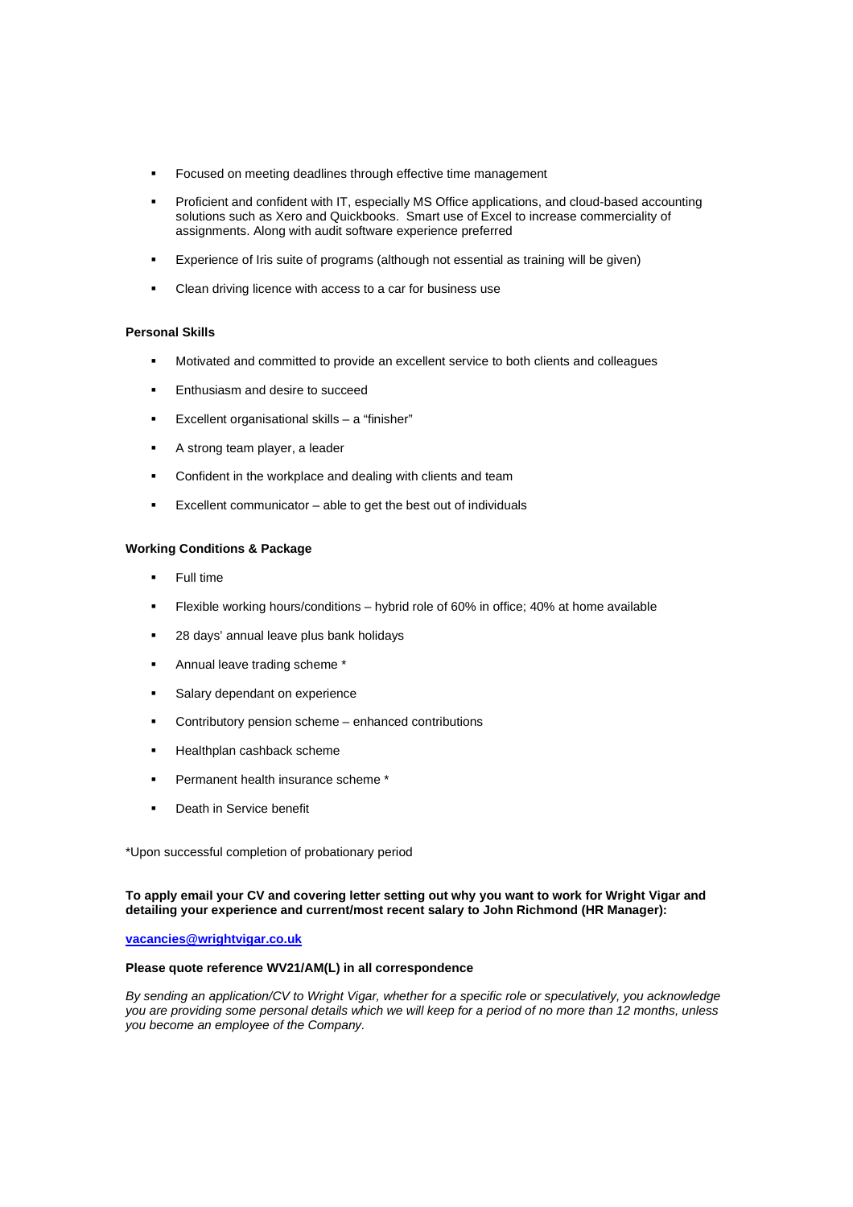- Focused on meeting deadlines through effective time management
- Proficient and confident with IT, especially MS Office applications, and cloud-based accounting solutions such as Xero and Quickbooks. Smart use of Excel to increase commerciality of assignments. Along with audit software experience preferred
- Experience of Iris suite of programs (although not essential as training will be given)
- Clean driving licence with access to a car for business use

**Personal Skills**

- Motivated and committed to provide an excellent service to both clients and colleagues
- Enthusiasm and desire to succeed
- Excellent organisational skills – a "finisher"
- A strong team player, a leader
- Confident in the workplace and dealing with clients and team
- Excellent communicator – able to get the best out of individuals

**Working Conditions & Package**

- Full time
- Flexible working hours/conditions – hybrid role of 60% in office; 40% at home available
- 28 days' annual leave plus bank holidays
- Annual leave trading scheme *
- Salary dependant on experience
- Contributory pension scheme – enhanced contributions
- Healthplan cashback scheme
- Permanent health insurance scheme *
- Death in Service benefit

*Upon successful completion of probationary period

**To apply email your CV and covering letter setting out why you want to work for Wright Vigar and detailing your experience and current/most recent salary to John Richmond (HR Manager):**

**vacancies@wrightvigar.co.uk**

**Please quote reference WV21/AM(L) in all correspondence**

*By sending an application/CV to Wright Vigar, whether for a specific role or speculatively, you acknowledge you are providing some personal details which we will keep for a period of no more than 12 months, unless you become an employee of the Company.*